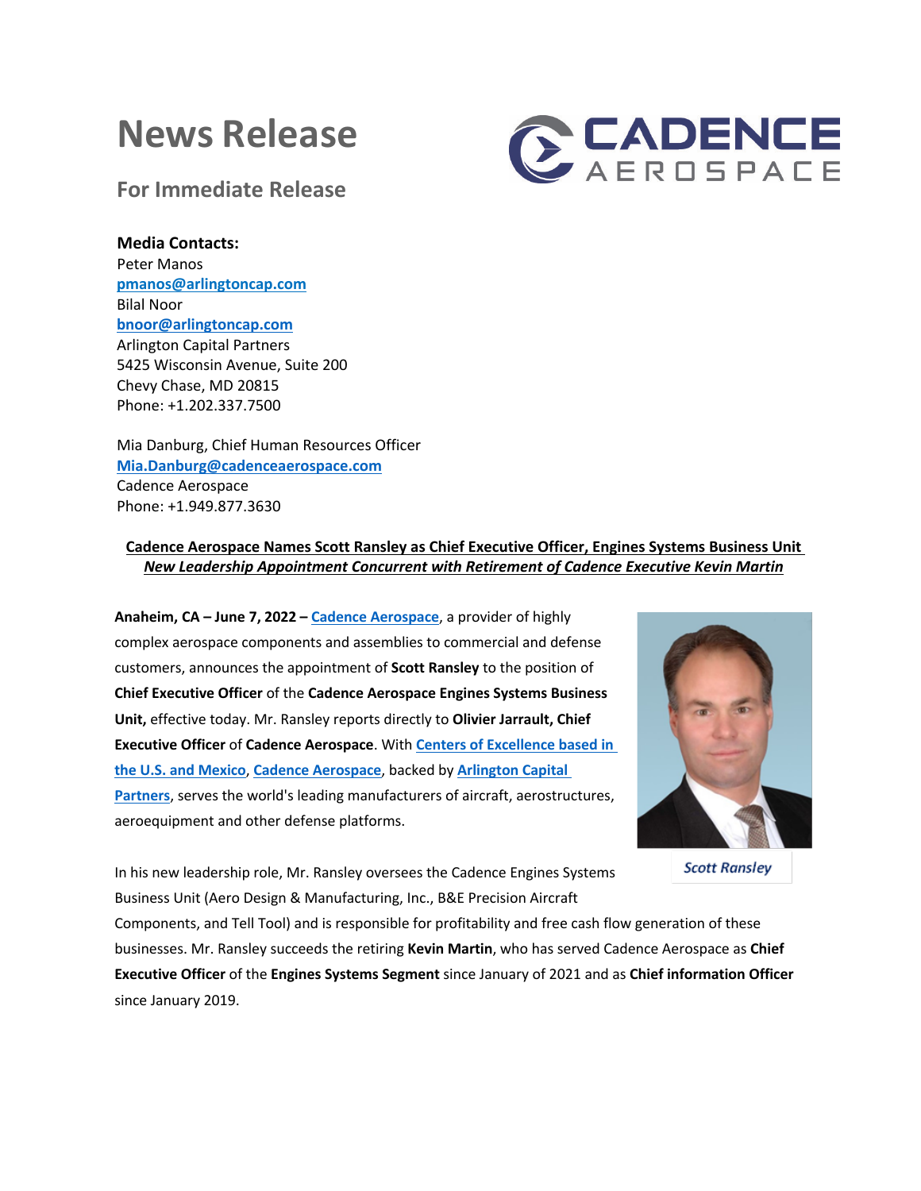# News Release

## For Immediate Release

**Media Contacts:**
Peter Manos
**pmanos@arlingtoncap.com**
Bilal Noor
**bnoor@arlingtoncap.com**
Arlington Capital Partners
5425 Wisconsin Avenue, Suite 200
Chevy Chase, MD 20815
Phone: +1.202.337.7500

Mia Danburg, Chief Human Resources Officer
**Mia.Danburg@cadenceaerospace.com**
Cadence Aerospace
Phone: +1.949.877.3630

**Cadence Aerospace Names Scott Ransley as Chief Executive Officer, Engines Systems Business Unit**
***New Leadership Appointment Concurrent with Retirement of Cadence Executive Kevin Martin***

**Anaheim, CA – June 7, 2022 –** Cadence Aerospace, a provider of highly complex aerospace components and assemblies to commercial and defense customers, announces the appointment of **Scott Ransley** to the position of **Chief Executive Officer** of the **Cadence Aerospace Engines Systems Business Unit,** effective today. Mr. Ransley reports directly to **Olivier Jarrault, Chief Executive Officer** of **Cadence Aerospace**. With Centers of Excellence based in the U.S. and Mexico, Cadence Aerospace, backed by Arlington Capital Partners, serves the world's leading manufacturers of aircraft, aerostructures, aeroequipment and other defense platforms.

*Scott Ransley*

In his new leadership role, Mr. Ransley oversees the Cadence Engines Systems Business Unit (Aero Design & Manufacturing, Inc., B&E Precision Aircraft Components, and Tell Tool) and is responsible for profitability and free cash flow generation of these businesses. Mr. Ransley succeeds the retiring **Kevin Martin**, who has served Cadence Aerospace as **Chief Executive Officer** of the **Engines Systems Segment** since January of 2021 and as **Chief information Officer** since January 2019.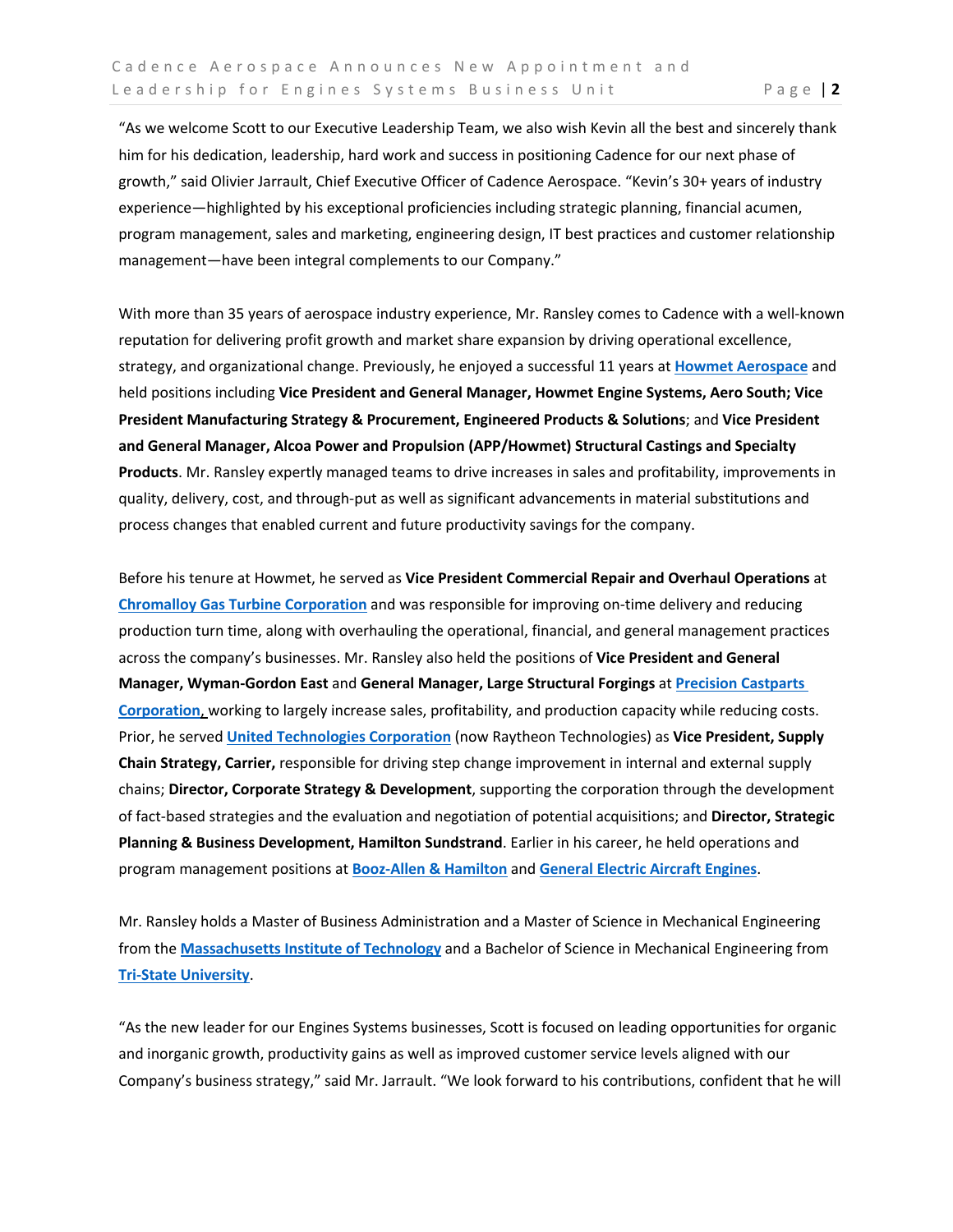“As we welcome Scott to our Executive Leadership Team, we also wish Kevin all the best and sincerely thank him for his dedication, leadership, hard work and success in positioning Cadence for our next phase of growth,” said Olivier Jarrault, Chief Executive Officer of Cadence Aerospace. “Kevin’s 30+ years of industry experience—highlighted by his exceptional proficiencies including strategic planning, financial acumen, program management, sales and marketing, engineering design, IT best practices and customer relationship management—have been integral complements to our Company.”

With more than 35 years of aerospace industry experience, Mr. Ransley comes to Cadence with a well-known reputation for delivering profit growth and market share expansion by driving operational excellence, strategy, and organizational change. Previously, he enjoyed a successful 11 years at **Howmet Aerospace** and held positions including **Vice President and General Manager, Howmet Engine Systems, Aero South; Vice President Manufacturing Strategy & Procurement, Engineered Products & Solutions**; and **Vice President and General Manager, Alcoa Power and Propulsion (APP/Howmet) Structural Castings and Specialty Products**. Mr. Ransley expertly managed teams to drive increases in sales and profitability, improvements in quality, delivery, cost, and through-put as well as significant advancements in material substitutions and process changes that enabled current and future productivity savings for the company.

Before his tenure at Howmet, he served as **Vice President Commercial Repair and Overhaul Operations** at **Chromalloy Gas Turbine Corporation** and was responsible for improving on-time delivery and reducing production turn time, along with overhauling the operational, financial, and general management practices across the company’s businesses. Mr. Ransley also held the positions of **Vice President and General Manager, Wyman-Gordon East** and **General Manager, Large Structural Forgings** at **Precision Castparts Corporation**, working to largely increase sales, profitability, and production capacity while reducing costs. Prior, he served **United Technologies Corporation** (now Raytheon Technologies) as **Vice President, Supply Chain Strategy, Carrier,** responsible for driving step change improvement in internal and external supply chains; **Director, Corporate Strategy & Development**, supporting the corporation through the development of fact-based strategies and the evaluation and negotiation of potential acquisitions; and **Director, Strategic Planning & Business Development, Hamilton Sundstrand**. Earlier in his career, he held operations and program management positions at **Booz-Allen & Hamilton** and **General Electric Aircraft Engines**.

Mr. Ransley holds a Master of Business Administration and a Master of Science in Mechanical Engineering from the **Massachusetts Institute of Technology** and a Bachelor of Science in Mechanical Engineering from **Tri-State University**.

“As the new leader for our Engines Systems businesses, Scott is focused on leading opportunities for organic and inorganic growth, productivity gains as well as improved customer service levels aligned with our Company’s business strategy,” said Mr. Jarrault. “We look forward to his contributions, confident that he will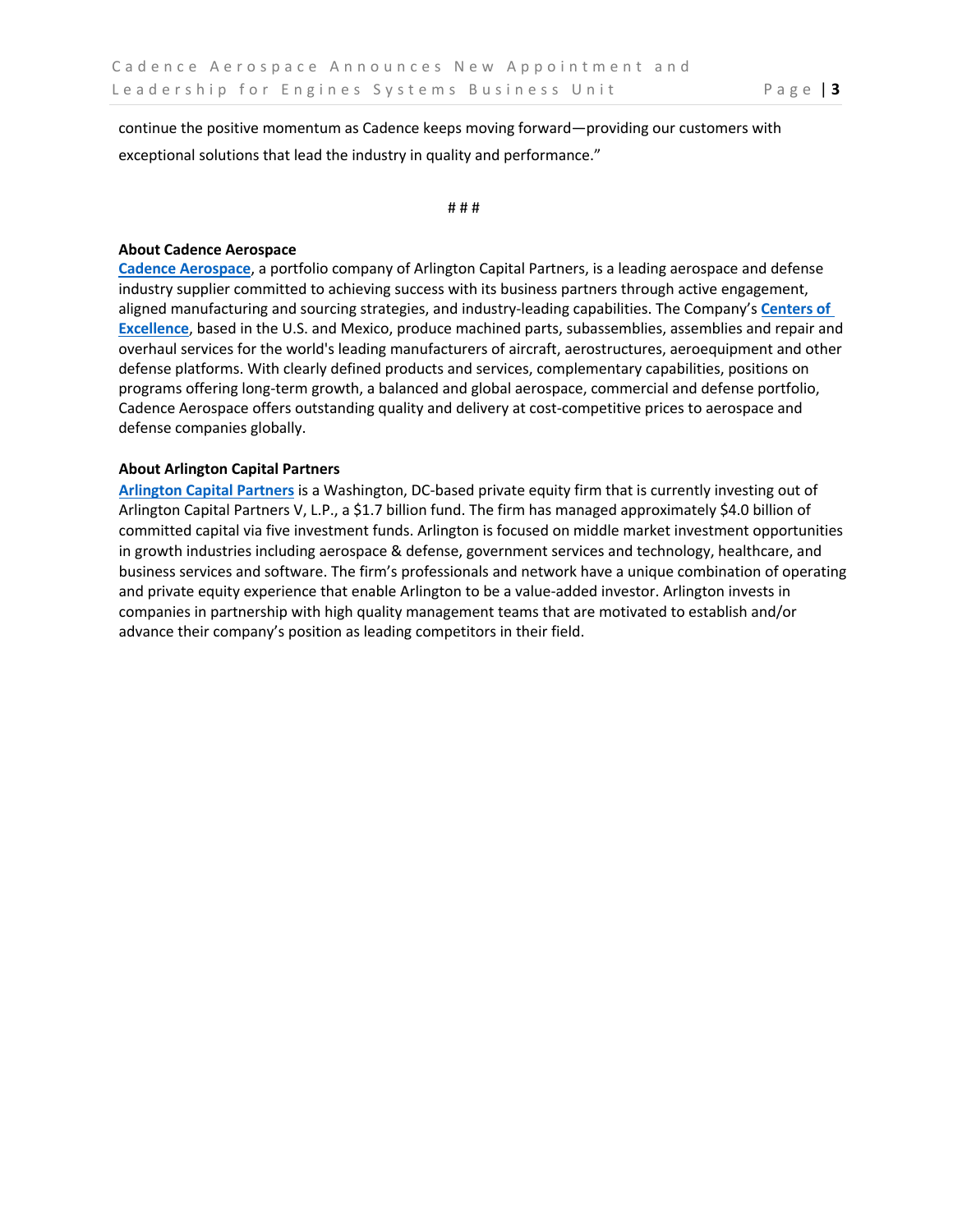continue the positive momentum as Cadence keeps moving forward—providing our customers with exceptional solutions that lead the industry in quality and performance."

# # #

**About Cadence Aerospace**

**Cadence Aerospace**, a portfolio company of Arlington Capital Partners, is a leading aerospace and defense industry supplier committed to achieving success with its business partners through active engagement, aligned manufacturing and sourcing strategies, and industry-leading capabilities. The Company's **Centers of Excellence**, based in the U.S. and Mexico, produce machined parts, subassemblies, assemblies and repair and overhaul services for the world's leading manufacturers of aircraft, aerostructures, aeroequipment and other defense platforms. With clearly defined products and services, complementary capabilities, positions on programs offering long-term growth, a balanced and global aerospace, commercial and defense portfolio, Cadence Aerospace offers outstanding quality and delivery at cost-competitive prices to aerospace and defense companies globally.

**About Arlington Capital Partners**

**Arlington Capital Partners** is a Washington, DC-based private equity firm that is currently investing out of Arlington Capital Partners V, L.P., a $1.7 billion fund. The firm has managed approximately $4.0 billion of committed capital via five investment funds. Arlington is focused on middle market investment opportunities in growth industries including aerospace & defense, government services and technology, healthcare, and business services and software. The firm's professionals and network have a unique combination of operating and private equity experience that enable Arlington to be a value-added investor. Arlington invests in companies in partnership with high quality management teams that are motivated to establish and/or advance their company's position as leading competitors in their field.